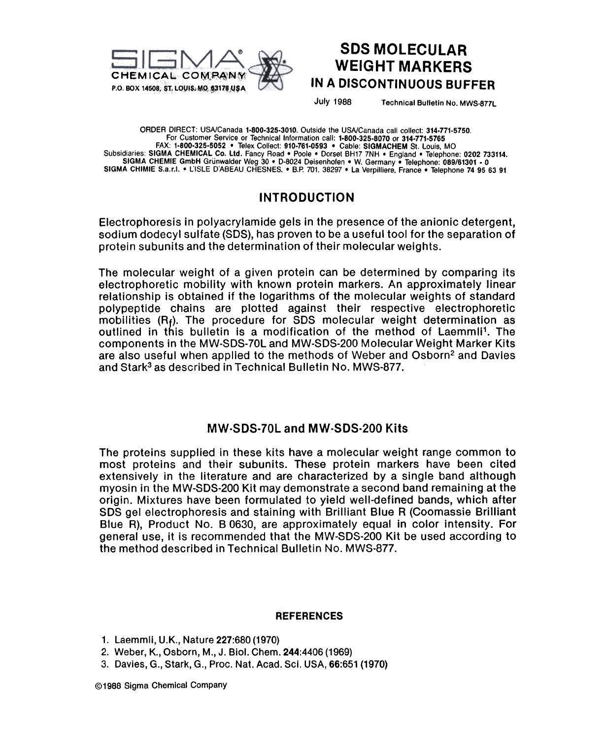SIGMA CHEMICAL COMPANY
P.O. BOX 14508, ST. LOUIS, MO 63178 USA

# SDS MOLECULAR WEIGHT MARKERS
## IN A DISCONTINUOUS BUFFER

July 1988 Technical Bulletin No. MWS-877L

ORDER DIRECT: USA/Canada **1-800-325-3010**. Outside the USA/Canada call collect: **314-771-5750**.
For Customer Service or Technical Information call: **1-800-325-8070** or **314-771-5765**
FAX: **1-800-325-5052** • Telex Collect: **910-761-0593** • Cable: **SIGMACHEM** St. Louis, MO
Subsidiaries: **SIGMA CHEMICAL Co. Ltd.** Fancy Road • Poole • Dorset BH17 7NH • England • Telephone: **0202 733114.**
**SIGMA CHEMIE GmbH** Grünwalder Weg 30 • D-8024 Deisenhofen • W. Germany • Telephone: **089/61301 - 0**
**SIGMA CHIMIE S.a.r.l.** • L'ISLE D'ABEAU CHESNES. • B.P. 701. 38297 • La Verpilliere, France • Telephone **74 95 63 91**

## INTRODUCTION

Electrophoresis in polyacrylamide gels in the presence of the anionic detergent, sodium dodecyl sulfate (SDS), has proven to be a useful tool for the separation of protein subunits and the determination of their molecular weights.

The molecular weight of a given protein can be determined by comparing its electrophoretic mobility with known protein markers. An approximately linear relationship is obtained if the logarithms of the molecular weights of standard polypeptide chains are plotted against their respective electrophoretic mobilities ($R_f$). The procedure for SDS molecular weight determination as outlined in this bulletin is a modification of the method of Laemmli[1]. The components in the MW-SDS-70L and MW-SDS-200 Molecular Weight Marker Kits are also useful when applied to the methods of Weber and Osborn[2] and Davies and Stark[3] as described in Technical Bulletin No. MWS-877.

## MW-SDS-70L and MW-SDS-200 Kits

The proteins supplied in these kits have a molecular weight range common to most proteins and their subunits. These protein markers have been cited extensively in the literature and are characterized by a single band although myosin in the MW-SDS-200 Kit may demonstrate a second band remaining at the origin. Mixtures have been formulated to yield well-defined bands, which after SDS gel electrophoresis and staining with Brilliant Blue R (Coomassie Brilliant Blue R), Product No. B 0630, are approximately equal in color intensity. For general use, it is recommended that the MW-SDS-200 Kit be used according to the method described in Technical Bulletin No. MWS-877.

### REFERENCES

1. Laemmli, U.K., Nature **227**:680 (1970)
2. Weber, K., Osborn, M., J. Biol. Chem. **244**:4406 (1969)
3. Davies, G., Stark, G., Proc. Nat. Acad. Sci. USA, **66:651 (1970)**

©1988 Sigma Chemical Company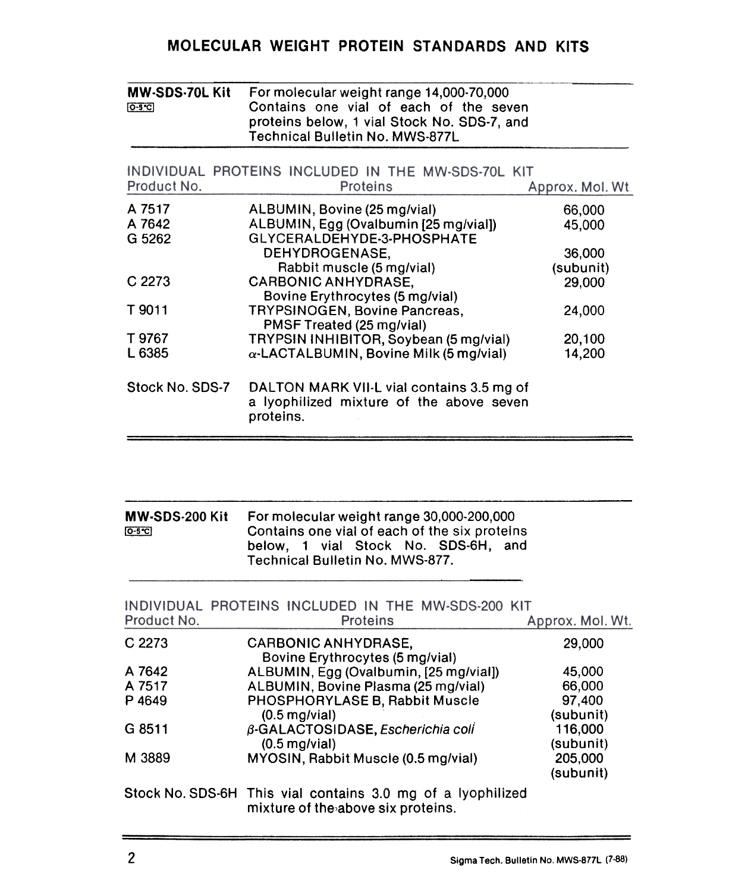# MOLECULAR WEIGHT PROTEIN STANDARDS AND KITS

**MW-SDS-70L Kit** [0-5°C]

For molecular weight range 14,000-70,000
Contains one vial of each of the seven proteins below, 1 vial Stock No. SDS-7, and Technical Bulletin No. MWS-877L

INDIVIDUAL PROTEINS INCLUDED IN THE MW-SDS-70L KIT

| Product No. | Proteins | Approx. Mol. Wt. |
|---|---|---|
| A 7517 | ALBUMIN, Bovine (25 mg/vial) | 66,000 |
| A 7642 | ALBUMIN, Egg (Ovalbumin [25 mg/vial]) | 45,000 |
| G 5262 | GLYCERALDEHYDE-3-PHOSPHATE DEHYDROGENASE, Rabbit muscle (5 mg/vial) | 36,000 (subunit) |
| C 2273 | CARBONIC ANHYDRASE, Bovine Erythrocytes (5 mg/vial) | 29,000 |
| T 9011 | TRYPSINOGEN, Bovine Pancreas, PMSF Treated (25 mg/vial) | 24,000 |
| T 9767 | TRYPSIN INHIBITOR, Soybean (5 mg/vial) | 20,100 |
| L 6385 | $\alpha$-LACTALBUMIN, Bovine Milk (5 mg/vial) | 14,200 |

Stock No. SDS-7 — DALTON MARK VII-L vial contains 3.5 mg of a lyophilized mixture of the above seven proteins.

---

**MW-SDS-200 Kit** [0-5°C]

For molecular weight range 30,000-200,000
Contains one vial of each of the six proteins below, 1 vial Stock No. SDS-6H, and Technical Bulletin No. MWS-877.

INDIVIDUAL PROTEINS INCLUDED IN THE MW-SDS-200 KIT

| Product No. | Proteins | Approx. Mol. Wt. |
|---|---|---|
| C 2273 | CARBONIC ANHYDRASE, Bovine Erythrocytes (5 mg/vial) | 29,000 |
| A 7642 | ALBUMIN, Egg (Ovalbumin, [25 mg/vial]) | 45,000 |
| A 7517 | ALBUMIN, Bovine Plasma (25 mg/vial) | 66,000 |
| P 4649 | PHOSPHORYLASE B, Rabbit Muscle (0.5 mg/vial) | 97,400 (subunit) |
| G 8511 | $\beta$-GALACTOSIDASE, *Escherichia coli* (0.5 mg/vial) | 116,000 (subunit) |
| M 3889 | MYOSIN, Rabbit Muscle (0.5 mg/vial) | 205,000 (subunit) |

Stock No. SDS-6H — This vial contains 3.0 mg of a lyophilized mixture of the above six proteins.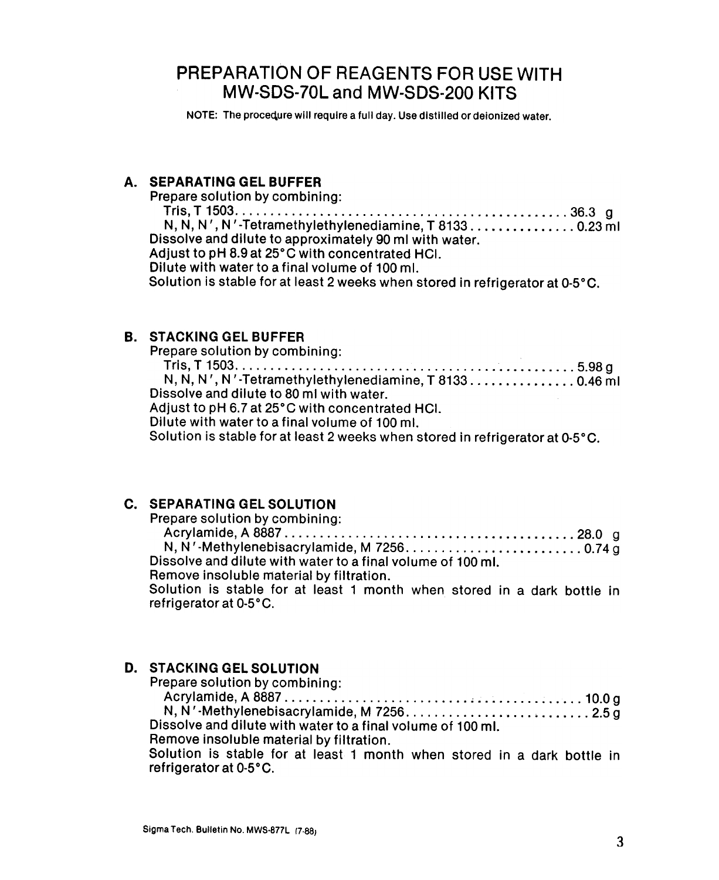# PREPARATION OF REAGENTS FOR USE WITH MW-SDS-70L and MW-SDS-200 KITS

NOTE: The procedure will require a full day. Use distilled or deionized water.

## A. SEPARATING GEL BUFFER

Prepare solution by combining:

- Tris, T 1503 .............................................. 36.3 g
- N, N, N′, N′-Tetramethylethylenediamine, T 8133 ............... 0.23 ml

Dissolve and dilute to approximately 90 ml with water.
Adjust to pH 8.9 at 25°C with concentrated HCl.
Dilute with water to a final volume of 100 ml.
Solution is stable for at least 2 weeks when stored in refrigerator at 0-5°C.

## B. STACKING GEL BUFFER

Prepare solution by combining:

- Tris, T 1503 .............................................. 5.98 g
- N, N, N′, N′-Tetramethylethylenediamine, T 8133 ............... 0.46 ml

Dissolve and dilute to 80 ml with water.
Adjust to pH 6.7 at 25°C with concentrated HCl.
Dilute with water to a final volume of 100 ml.
Solution is stable for at least 2 weeks when stored in refrigerator at 0-5°C.

## C. SEPARATING GEL SOLUTION

Prepare solution by combining:

- Acrylamide, A 8887 ........................................ 28.0 g
- N, N′-Methylenebisacrylamide, M 7256 ......................... 0.74 g

Dissolve and dilute with water to a final volume of 100 ml.
Remove insoluble material by filtration.
Solution is stable for at least 1 month when stored in a dark bottle in refrigerator at 0-5°C.

## D. STACKING GEL SOLUTION

Prepare solution by combining:

- Acrylamide, A 8887 ........................................ 10.0 g
- N, N′-Methylenebisacrylamide, M 7256 ......................... 2.5 g

Dissolve and dilute with water to a final volume of 100 ml.
Remove insoluble material by filtration.
Solution is stable for at least 1 month when stored in a dark bottle in refrigerator at 0-5°C.

Sigma Tech. Bulletin No. MWS-877L (7-88)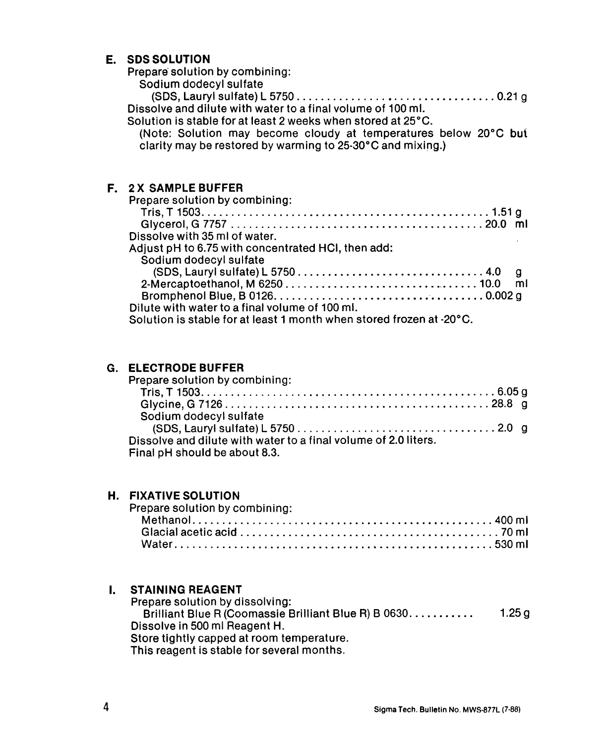## E. SDS SOLUTION

Prepare solution by combining:

Sodium dodecyl sulfate
(SDS, Lauryl sulfate) L 5750 .................................. 0.21 g

Dissolve and dilute with water to a final volume of 100 ml.
Solution is stable for at least 2 weeks when stored at 25°C.
(Note: Solution may become cloudy at temperatures below 20°C but clarity may be restored by warming to 25-30°C and mixing.)

## F. 2 X SAMPLE BUFFER

Prepare solution by combining:

Tris, T 1503 .................................................. 1.51 g
Glycerol, G 7757 ............................................ 20.0 ml

Dissolve with 35 ml of water.
Adjust pH to 6.75 with concentrated HCl, then add:

Sodium dodecyl sulfate
(SDS, Lauryl sulfate) L 5750 ................................ 4.0 g
2-Mercaptoethanol, M 6250 .................................. 10.0 ml
Bromphenol Blue, B 0126 ..................................... 0.002 g

Dilute with water to a final volume of 100 ml.
Solution is stable for at least 1 month when stored frozen at -20°C.

## G. ELECTRODE BUFFER

Prepare solution by combining:

Tris, T 1503 .................................................. 6.05 g
Glycine, G 7126 .............................................. 28.8 g
Sodium dodecyl sulfate
(SDS, Lauryl sulfate) L 5750 .................................. 2.0 g

Dissolve and dilute with water to a final volume of 2.0 liters.
Final pH should be about 8.3.

## H. FIXATIVE SOLUTION

Prepare solution by combining:

Methanol ...................................................... 400 ml
Glacial acetic acid ............................................ 70 ml
Water ......................................................... 530 ml

## I. STAINING REAGENT

Prepare solution by dissolving:

Brilliant Blue R (Coomassie Brilliant Blue R) B 0630 ........... 1.25 g

Dissolve in 500 ml Reagent H.
Store tightly capped at room temperature.
This reagent is stable for several months.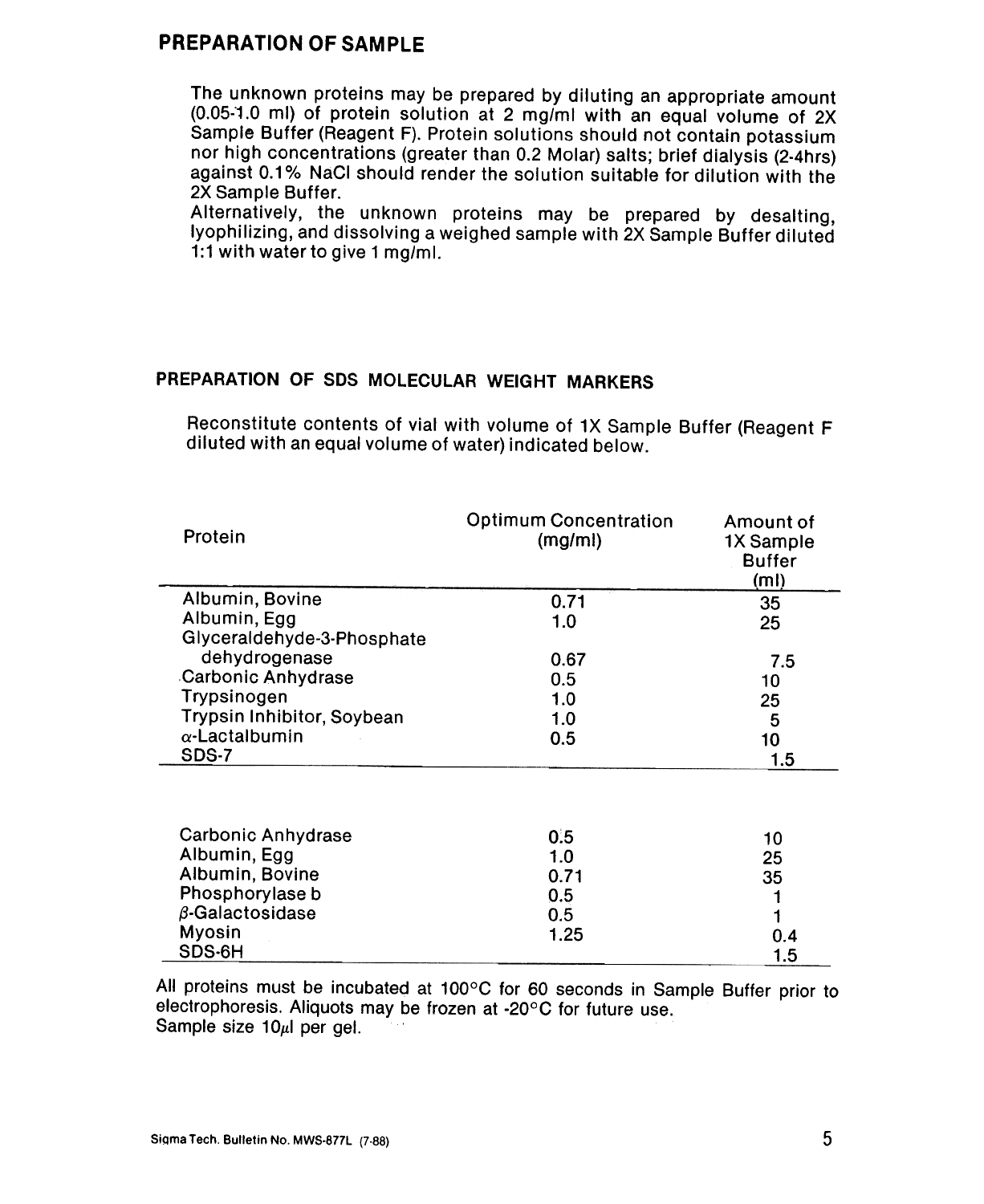## PREPARATION OF SAMPLE

The unknown proteins may be prepared by diluting an appropriate amount (0.05-1.0 ml) of protein solution at 2 mg/ml with an equal volume of 2X Sample Buffer (Reagent F). Protein solutions should not contain potassium nor high concentrations (greater than 0.2 Molar) salts; brief dialysis (2-4hrs) against 0.1% NaCl should render the solution suitable for dilution with the 2X Sample Buffer.
Alternatively, the unknown proteins may be prepared by desalting, lyophilizing, and dissolving a weighed sample with 2X Sample Buffer diluted 1:1 with water to give 1 mg/ml.

### PREPARATION OF SDS MOLECULAR WEIGHT MARKERS

Reconstitute contents of vial with volume of 1X Sample Buffer (Reagent F diluted with an equal volume of water) indicated below.

| Protein | Optimum Concentration (mg/ml) | Amount of 1X Sample Buffer (ml) |
|---|---|---|
| Albumin, Bovine | 0.71 | 35 |
| Albumin, Egg | 1.0 | 25 |
| Glyceraldehyde-3-Phosphate dehydrogenase | 0.67 | 7.5 |
| Carbonic Anhydrase | 0.5 | 10 |
| Trypsinogen | 1.0 | 25 |
| Trypsin Inhibitor, Soybean | 1.0 | 5 |
| α-Lactalbumin | 0.5 | 10 |
| SDS-7 | | 1.5 |

| Protein | Optimum Concentration (mg/ml) | Amount of 1X Sample Buffer (ml) |
|---|---|---|
| Carbonic Anhydrase | 0.5 | 10 |
| Albumin, Egg | 1.0 | 25 |
| Albumin, Bovine | 0.71 | 35 |
| Phosphorylase b | 0.5 | 1 |
| β-Galactosidase | 0.5 | 1 |
| Myosin | 1.25 | 0.4 |
| SDS-6H | | 1.5 |

All proteins must be incubated at 100°C for 60 seconds in Sample Buffer prior to electrophoresis. Aliquots may be frozen at -20°C for future use.
Sample size 10µl per gel.

Sigma Tech. Bulletin No. MWS-877L (7-88)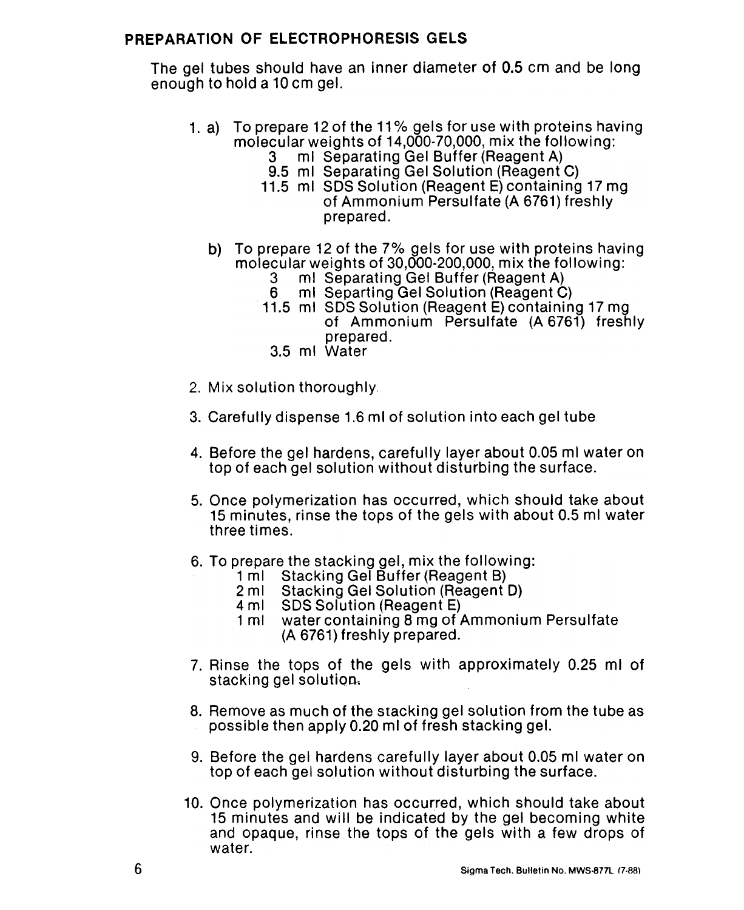## PREPARATION OF ELECTROPHORESIS GELS

The gel tubes should have an inner diameter of 0.5 cm and be long enough to hold a 10 cm gel.

1. a) To prepare 12 of the 11% gels for use with proteins having molecular weights of 14,000-70,000, mix the following:
   - 3 ml Separating Gel Buffer (Reagent A)
   - 9.5 ml Separating Gel Solution (Reagent C)
   - 11.5 ml SDS Solution (Reagent E) containing 17 mg of Ammonium Persulfate (A 6761) freshly prepared.

   b) To prepare 12 of the 7% gels for use with proteins having molecular weights of 30,000-200,000, mix the following:
   - 3 ml Separating Gel Buffer (Reagent A)
   - 6 ml Separting Gel Solution (Reagent C)
   - 11.5 ml SDS Solution (Reagent E) containing 17 mg of Ammonium Persulfate (A 6761) freshly prepared.
   - 3.5 ml Water

2. Mix solution thoroughly.

3. Carefully dispense 1.6 ml of solution into each gel tube.

4. Before the gel hardens, carefully layer about 0.05 ml water on top of each gel solution without disturbing the surface.

5. Once polymerization has occurred, which should take about 15 minutes, rinse the tops of the gels with about 0.5 ml water three times.

6. To prepare the stacking gel, mix the following:
   - 1 ml Stacking Gel Buffer (Reagent B)
   - 2 ml Stacking Gel Solution (Reagent D)
   - 4 ml SDS Solution (Reagent E)
   - 1 ml water containing 8 mg of Ammonium Persulfate (A 6761) freshly prepared.

7. Rinse the tops of the gels with approximately 0.25 ml of stacking gel solution.

8. Remove as much of the stacking gel solution from the tube as possible then apply 0.20 ml of fresh stacking gel.

9. Before the gel hardens carefully layer about 0.05 ml water on top of each gel solution without disturbing the surface.

10. Once polymerization has occurred, which should take about 15 minutes and will be indicated by the gel becoming white and opaque, rinse the tops of the gels with a few drops of water.

Sigma Tech. Bulletin No. MWS-877L (7-88)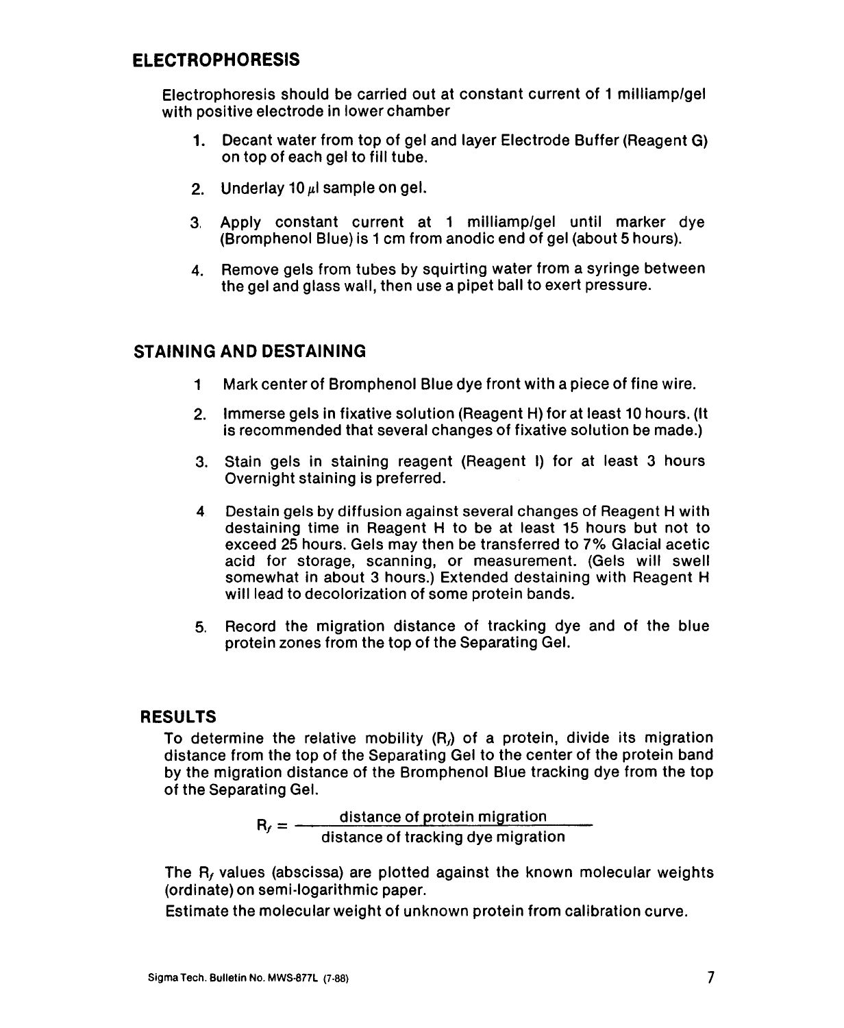## ELECTROPHORESIS

Electrophoresis should be carried out at constant current of 1 milliamp/gel with positive electrode in lower chamber

1. Decant water from top of gel and layer Electrode Buffer (Reagent G) on top of each gel to fill tube.
2. Underlay 10 $\mu$l sample on gel.
3. Apply constant current at 1 milliamp/gel until marker dye (Bromphenol Blue) is 1 cm from anodic end of gel (about 5 hours).
4. Remove gels from tubes by squirting water from a syringe between the gel and glass wall, then use a pipet ball to exert pressure.

## STAINING AND DESTAINING

1. Mark center of Bromphenol Blue dye front with a piece of fine wire.
2. Immerse gels in fixative solution (Reagent H) for at least 10 hours. (It is recommended that several changes of fixative solution be made.)
3. Stain gels in staining reagent (Reagent I) for at least 3 hours Overnight staining is preferred.
4. Destain gels by diffusion against several changes of Reagent H with destaining time in Reagent H to be at least 15 hours but not to exceed 25 hours. Gels may then be transferred to 7% Glacial acetic acid for storage, scanning, or measurement. (Gels will swell somewhat in about 3 hours.) Extended destaining with Reagent H will lead to decolorization of some protein bands.
5. Record the migration distance of tracking dye and of the blue protein zones from the top of the Separating Gel.

## RESULTS

To determine the relative mobility ($R_f$) of a protein, divide its migration distance from the top of the Separating Gel to the center of the protein band by the migration distance of the Bromphenol Blue tracking dye from the top of the Separating Gel.

$$R_f = \frac{\text{distance of protein migration}}{\text{distance of tracking dye migration}}$$

The $R_f$ values (abscissa) are plotted against the known molecular weights (ordinate) on semi-logarithmic paper.

Estimate the molecular weight of unknown protein from calibration curve.

Sigma Tech. Bulletin No. MWS-877L (7-88)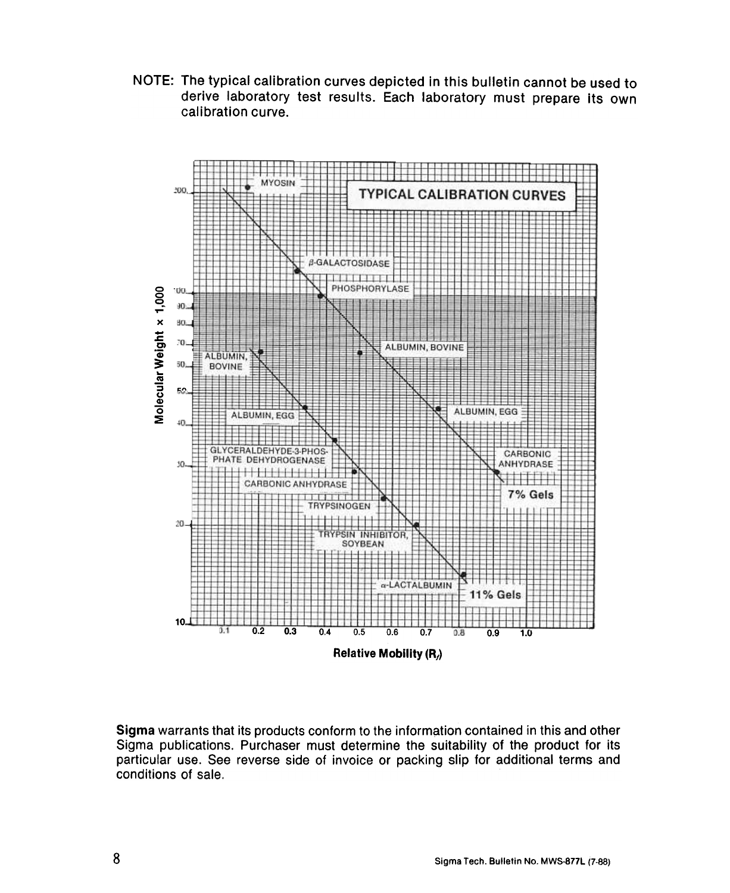NOTE: The typical calibration curves depicted in this bulletin cannot be used to derive laboratory test results. Each laboratory must prepare its own calibration curve.

TYPICAL CALIBRATION CURVES

Molecular Weight × 1,000

200

100

90

80

70

60

50

40

30

20

10

MYOSIN

β-GALACTOSIDASE

PHOSPHORYLASE

ALBUMIN, BOVINE

ALBUMIN, EGG

CARBONIC ANHYDRASE

7% Gels

ALBUMIN, BOVINE

ALBUMIN, EGG

GLYCERALDEHYDE-3-PHOSPHATE DEHYDROGENASE

CARBONIC ANHYDRASE

TRYPSINOGEN

TRYPSIN INHIBITOR, SOYBEAN

α-LACTALBUMIN

11% Gels

0.1 0.2 0.3 0.4 0.5 0.6 0.7 0.8 0.9 1.0

Relative Mobility ($R_f$)

**Sigma** warrants that its products conform to the information contained in this and other Sigma publications. Purchaser must determine the suitability of the product for its particular use. See reverse side of invoice or packing slip for additional terms and conditions of sale.

Sigma Tech. Bulletin No. MWS-877L (7-88)